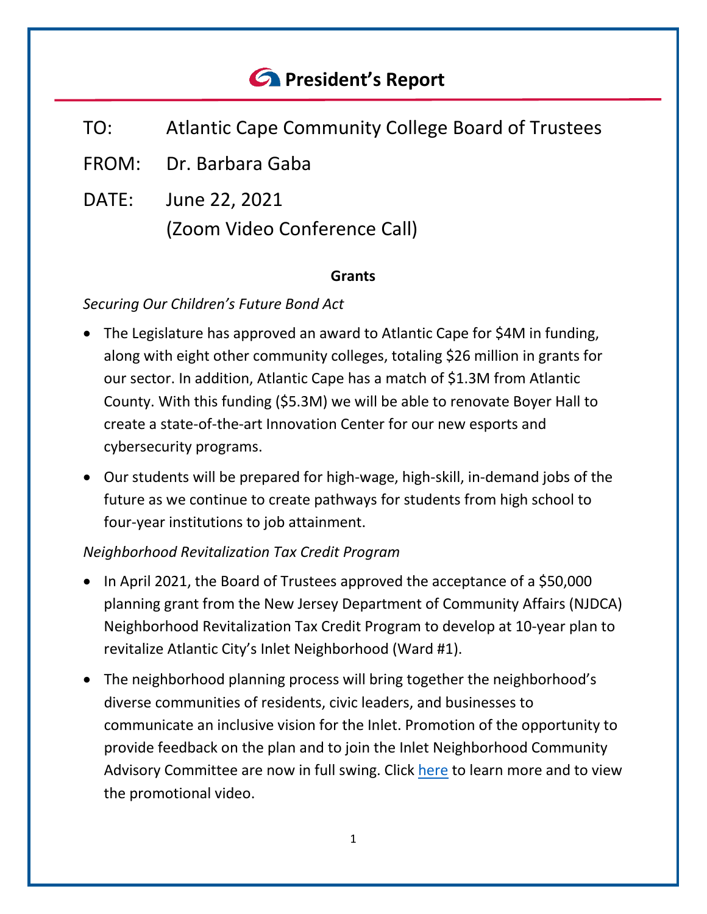# President's Report

TO: Atlantic Cape Community College Board of Trustees

FROM: Dr. Barbara Gaba

DATE: June 22, 2021
(Zoom Video Conference Call)

## Grants

*Securing Our Children's Future Bond Act*

- The Legislature has approved an award to Atlantic Cape for $4M in funding, along with eight other community colleges, totaling $26 million in grants for our sector. In addition, Atlantic Cape has a match of $1.3M from Atlantic County. With this funding ($5.3M) we will be able to renovate Boyer Hall to create a state-of-the-art Innovation Center for our new esports and cybersecurity programs.
- Our students will be prepared for high-wage, high-skill, in-demand jobs of the future as we continue to create pathways for students from high school to four-year institutions to job attainment.

*Neighborhood Revitalization Tax Credit Program*

- In April 2021, the Board of Trustees approved the acceptance of a $50,000 planning grant from the New Jersey Department of Community Affairs (NJDCA) Neighborhood Revitalization Tax Credit Program to develop at 10-year plan to revitalize Atlantic City's Inlet Neighborhood (Ward #1).
- The neighborhood planning process will bring together the neighborhood's diverse communities of residents, civic leaders, and businesses to communicate an inclusive vision for the Inlet. Promotion of the opportunity to provide feedback on the plan and to join the Inlet Neighborhood Community Advisory Committee are now in full swing. Click here to learn more and to view the promotional video.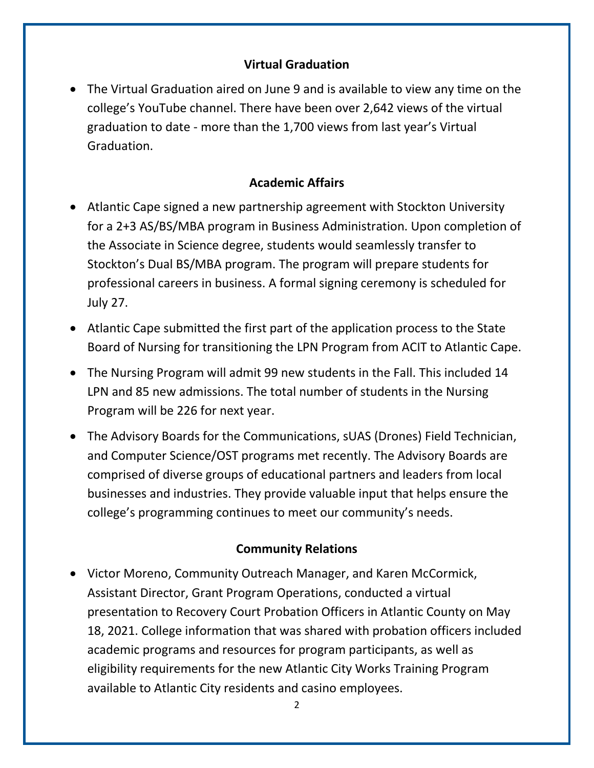## Virtual Graduation

- The Virtual Graduation aired on June 9 and is available to view any time on the college's YouTube channel. There have been over 2,642 views of the virtual graduation to date - more than the 1,700 views from last year's Virtual Graduation.

## Academic Affairs

- Atlantic Cape signed a new partnership agreement with Stockton University for a 2+3 AS/BS/MBA program in Business Administration. Upon completion of the Associate in Science degree, students would seamlessly transfer to Stockton's Dual BS/MBA program. The program will prepare students for professional careers in business. A formal signing ceremony is scheduled for July 27.
- Atlantic Cape submitted the first part of the application process to the State Board of Nursing for transitioning the LPN Program from ACIT to Atlantic Cape.
- The Nursing Program will admit 99 new students in the Fall. This included 14 LPN and 85 new admissions. The total number of students in the Nursing Program will be 226 for next year.
- The Advisory Boards for the Communications, sUAS (Drones) Field Technician, and Computer Science/OST programs met recently. The Advisory Boards are comprised of diverse groups of educational partners and leaders from local businesses and industries. They provide valuable input that helps ensure the college's programming continues to meet our community's needs.

## Community Relations

- Victor Moreno, Community Outreach Manager, and Karen McCormick, Assistant Director, Grant Program Operations, conducted a virtual presentation to Recovery Court Probation Officers in Atlantic County on May 18, 2021. College information that was shared with probation officers included academic programs and resources for program participants, as well as eligibility requirements for the new Atlantic City Works Training Program available to Atlantic City residents and casino employees.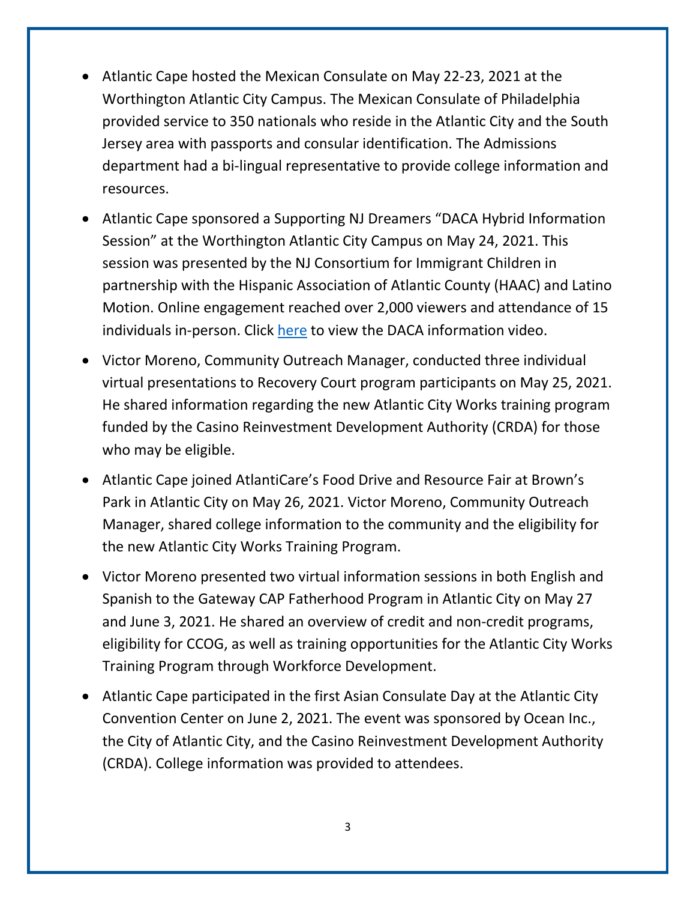- Atlantic Cape hosted the Mexican Consulate on May 22-23, 2021 at the Worthington Atlantic City Campus. The Mexican Consulate of Philadelphia provided service to 350 nationals who reside in the Atlantic City and the South Jersey area with passports and consular identification. The Admissions department had a bi-lingual representative to provide college information and resources.
- Atlantic Cape sponsored a Supporting NJ Dreamers "DACA Hybrid Information Session" at the Worthington Atlantic City Campus on May 24, 2021. This session was presented by the NJ Consortium for Immigrant Children in partnership with the Hispanic Association of Atlantic County (HAAC) and Latino Motion. Online engagement reached over 2,000 viewers and attendance of 15 individuals in-person. Click here to view the DACA information video.
- Victor Moreno, Community Outreach Manager, conducted three individual virtual presentations to Recovery Court program participants on May 25, 2021. He shared information regarding the new Atlantic City Works training program funded by the Casino Reinvestment Development Authority (CRDA) for those who may be eligible.
- Atlantic Cape joined AtlantiCare's Food Drive and Resource Fair at Brown's Park in Atlantic City on May 26, 2021. Victor Moreno, Community Outreach Manager, shared college information to the community and the eligibility for the new Atlantic City Works Training Program.
- Victor Moreno presented two virtual information sessions in both English and Spanish to the Gateway CAP Fatherhood Program in Atlantic City on May 27 and June 3, 2021. He shared an overview of credit and non-credit programs, eligibility for CCOG, as well as training opportunities for the Atlantic City Works Training Program through Workforce Development.
- Atlantic Cape participated in the first Asian Consulate Day at the Atlantic City Convention Center on June 2, 2021. The event was sponsored by Ocean Inc., the City of Atlantic City, and the Casino Reinvestment Development Authority (CRDA). College information was provided to attendees.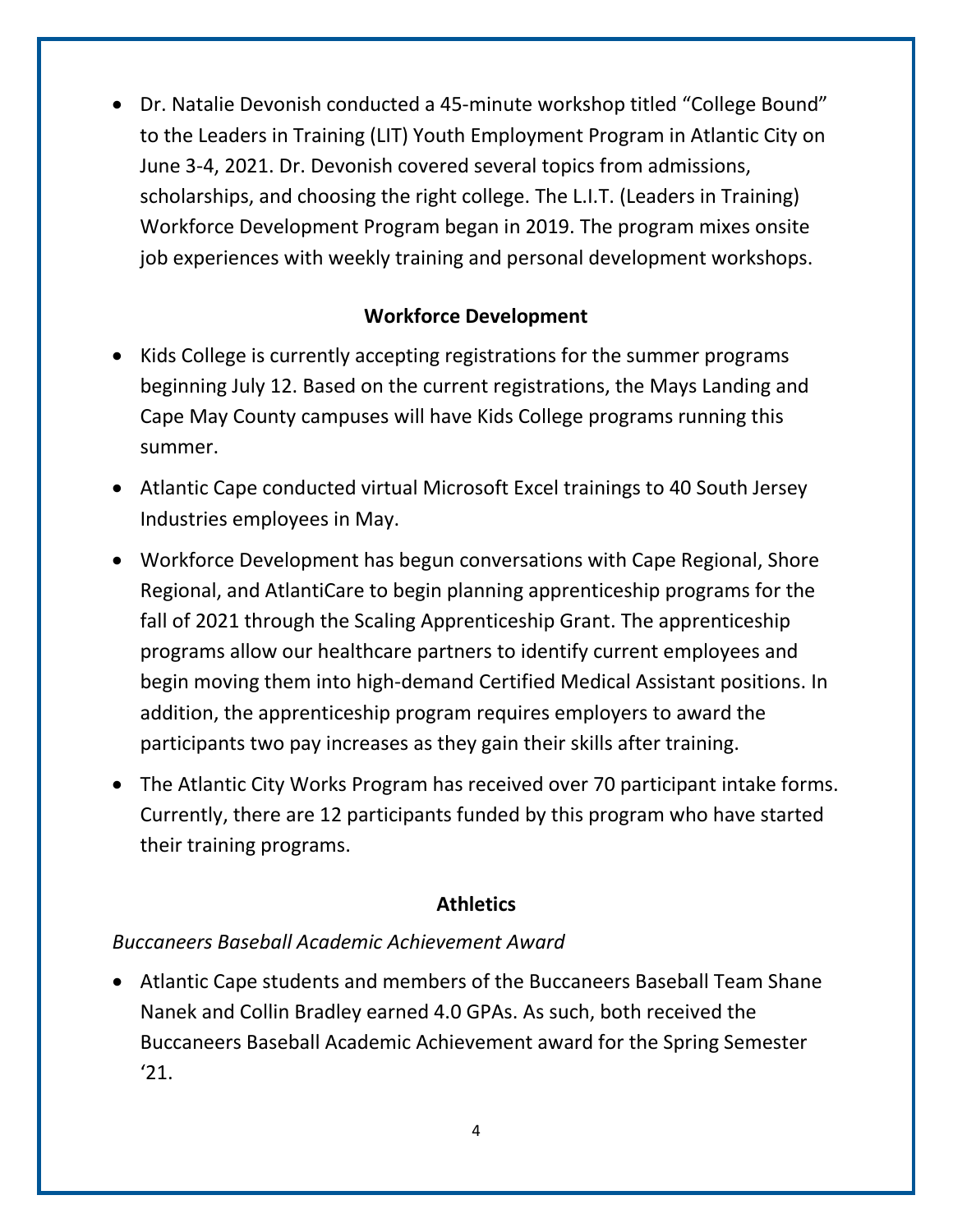- Dr. Natalie Devonish conducted a 45-minute workshop titled “College Bound” to the Leaders in Training (LIT) Youth Employment Program in Atlantic City on June 3-4, 2021. Dr. Devonish covered several topics from admissions, scholarships, and choosing the right college. The L.I.T. (Leaders in Training) Workforce Development Program began in 2019. The program mixes onsite job experiences with weekly training and personal development workshops.

**Workforce Development**

- Kids College is currently accepting registrations for the summer programs beginning July 12. Based on the current registrations, the Mays Landing and Cape May County campuses will have Kids College programs running this summer.
- Atlantic Cape conducted virtual Microsoft Excel trainings to 40 South Jersey Industries employees in May.
- Workforce Development has begun conversations with Cape Regional, Shore Regional, and AtlantiCare to begin planning apprenticeship programs for the fall of 2021 through the Scaling Apprenticeship Grant. The apprenticeship programs allow our healthcare partners to identify current employees and begin moving them into high-demand Certified Medical Assistant positions. In addition, the apprenticeship program requires employers to award the participants two pay increases as they gain their skills after training.
- The Atlantic City Works Program has received over 70 participant intake forms. Currently, there are 12 participants funded by this program who have started their training programs.

**Athletics**

*Buccaneers Baseball Academic Achievement Award*

- Atlantic Cape students and members of the Buccaneers Baseball Team Shane Nanek and Collin Bradley earned 4.0 GPAs. As such, both received the Buccaneers Baseball Academic Achievement award for the Spring Semester ‘21.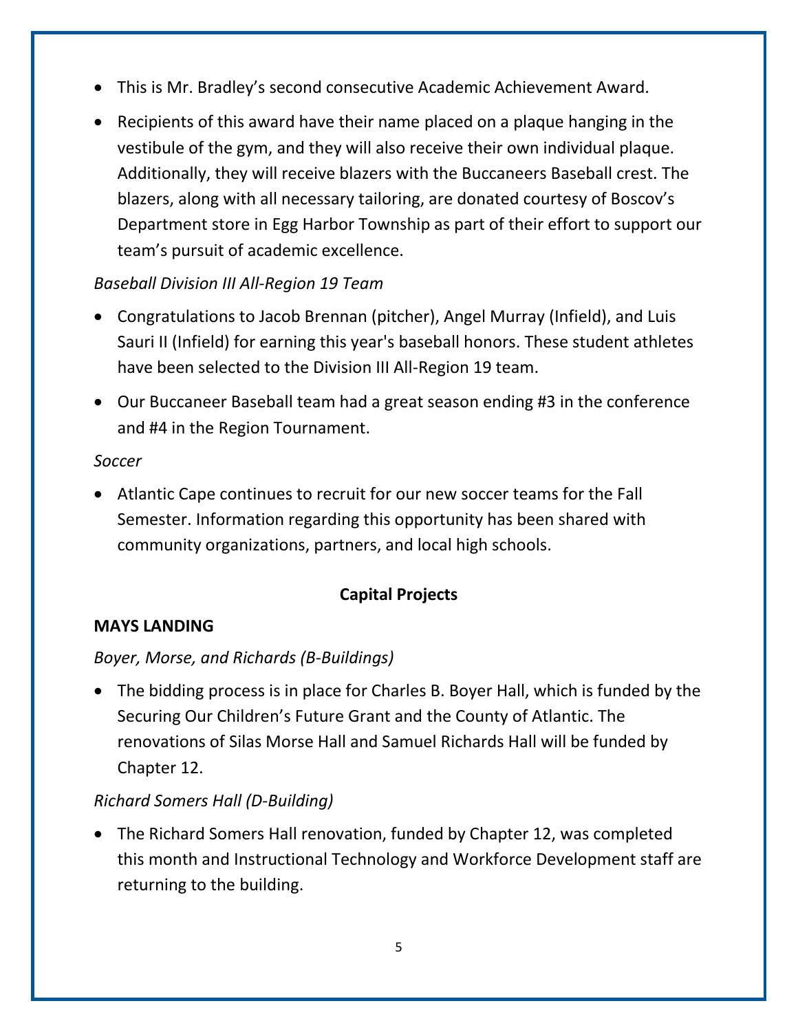- This is Mr. Bradley's second consecutive Academic Achievement Award.
- Recipients of this award have their name placed on a plaque hanging in the vestibule of the gym, and they will also receive their own individual plaque. Additionally, they will receive blazers with the Buccaneers Baseball crest. The blazers, along with all necessary tailoring, are donated courtesy of Boscov's Department store in Egg Harbor Township as part of their effort to support our team's pursuit of academic excellence.

*Baseball Division III All-Region 19 Team*

- Congratulations to Jacob Brennan (pitcher), Angel Murray (Infield), and Luis Sauri II (Infield) for earning this year's baseball honors. These student athletes have been selected to the Division III All-Region 19 team.
- Our Buccaneer Baseball team had a great season ending #3 in the conference and #4 in the Region Tournament.

*Soccer*

- Atlantic Cape continues to recruit for our new soccer teams for the Fall Semester. Information regarding this opportunity has been shared with community organizations, partners, and local high schools.

## Capital Projects

**MAYS LANDING**

*Boyer, Morse, and Richards (B-Buildings)*

- The bidding process is in place for Charles B. Boyer Hall, which is funded by the Securing Our Children's Future Grant and the County of Atlantic. The renovations of Silas Morse Hall and Samuel Richards Hall will be funded by Chapter 12.

*Richard Somers Hall (D-Building)*

- The Richard Somers Hall renovation, funded by Chapter 12, was completed this month and Instructional Technology and Workforce Development staff are returning to the building.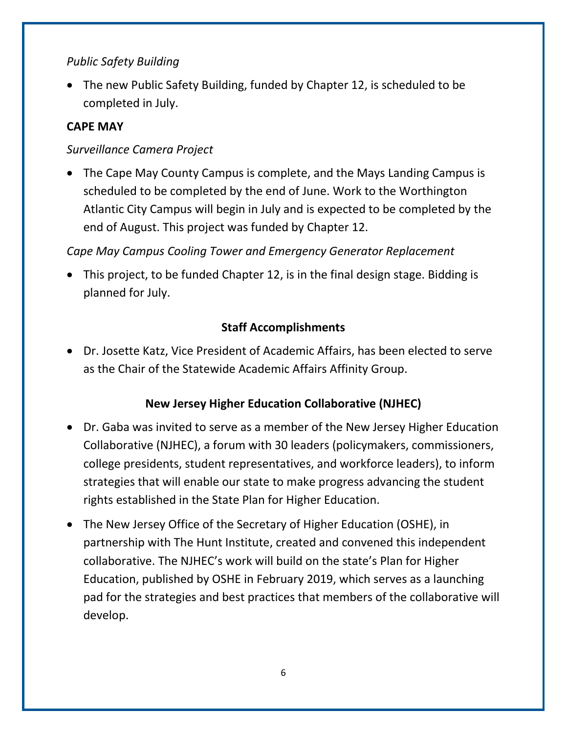*Public Safety Building*

- The new Public Safety Building, funded by Chapter 12, is scheduled to be completed in July.

**CAPE MAY**

*Surveillance Camera Project*

- The Cape May County Campus is complete, and the Mays Landing Campus is scheduled to be completed by the end of June. Work to the Worthington Atlantic City Campus will begin in July and is expected to be completed by the end of August. This project was funded by Chapter 12.

*Cape May Campus Cooling Tower and Emergency Generator Replacement*

- This project, to be funded Chapter 12, is in the final design stage. Bidding is planned for July.

## Staff Accomplishments

- Dr. Josette Katz, Vice President of Academic Affairs, has been elected to serve as the Chair of the Statewide Academic Affairs Affinity Group.

## New Jersey Higher Education Collaborative (NJHEC)

- Dr. Gaba was invited to serve as a member of the New Jersey Higher Education Collaborative (NJHEC), a forum with 30 leaders (policymakers, commissioners, college presidents, student representatives, and workforce leaders), to inform strategies that will enable our state to make progress advancing the student rights established in the State Plan for Higher Education.
- The New Jersey Office of the Secretary of Higher Education (OSHE), in partnership with The Hunt Institute, created and convened this independent collaborative. The NJHEC's work will build on the state's Plan for Higher Education, published by OSHE in February 2019, which serves as a launching pad for the strategies and best practices that members of the collaborative will develop.